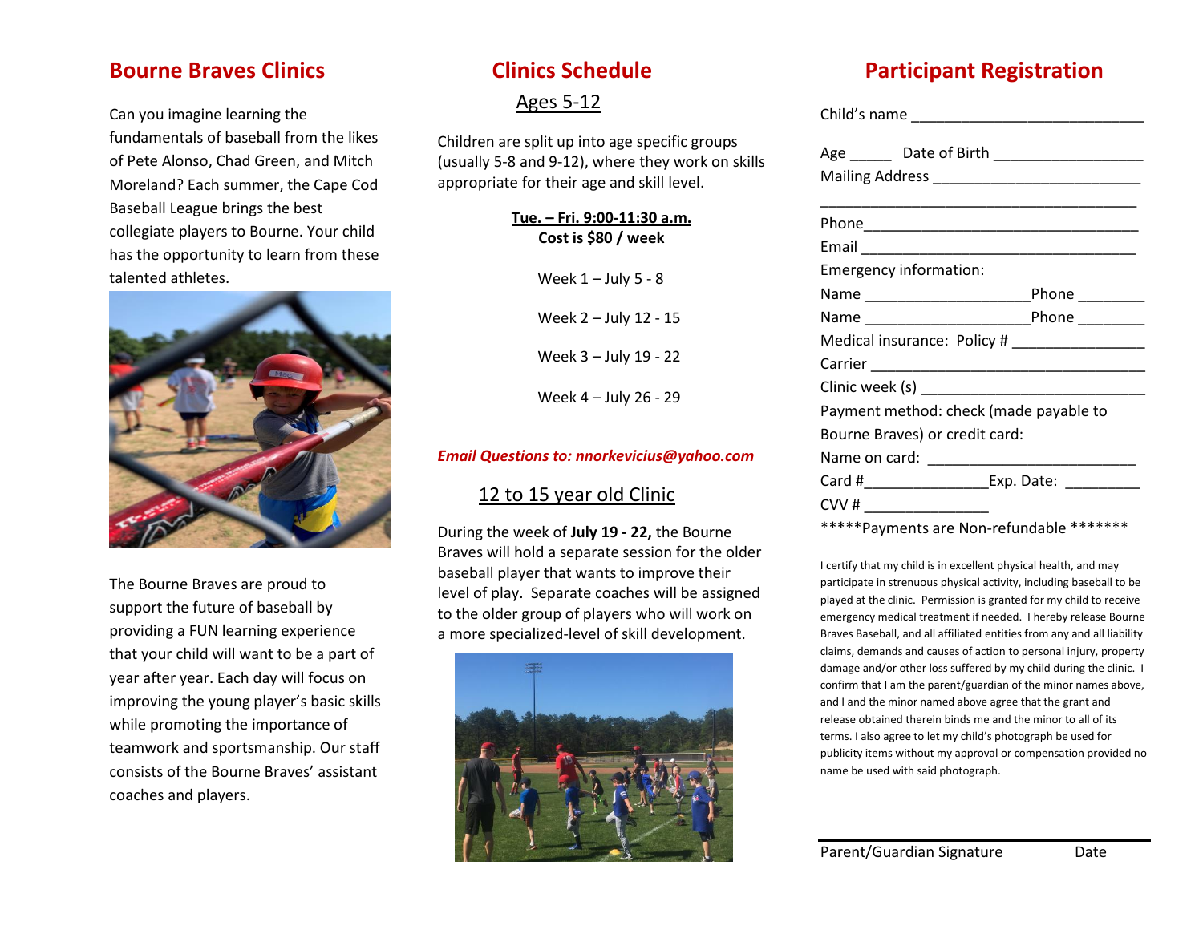# Bourne Braves Clinics

Can you imagine learning the fundamentals of baseball from the likes of Pete Alonso, Chad Green, and Mitch Moreland? Each summer, the Cape Cod Baseball League brings the best collegiate players to Bourne. Your child has the opportunity to learn from these talented athletes.

The Bourne Braves are proud to support the future of baseball by providing a FUN learning experience that your child will want to be a part of year after year. Each day will focus on improving the young player's basic skills while promoting the importance of teamwork and sportsmanship. Our staff consists of the Bourne Braves' assistant coaches and players.

# Clinics Schedule

## Ages 5-12

Children are split up into age specific groups (usually 5-8 and 9-12), where they work on skills appropriate for their age and skill level.

**Tue. – Fri. 9:00-11:30 a.m.**
**Cost is $80 / week**

Week 1 – July 5 - 8

Week 2 – July 12 - 15

Week 3 – July 19 - 22

Week 4 – July 26 - 29

***Email Questions to: nnorkevicius@yahoo.com***

## 12 to 15 year old Clinic

During the week of **July 19 - 22,** the Bourne Braves will hold a separate session for the older baseball player that wants to improve their level of play. Separate coaches will be assigned to the older group of players who will work on a more specialized-level of skill development.

# Participant Registration

Child's name ____________________________

Age _____ Date of Birth __________________

Mailing Address _________________________

______________________________________

Phone_________________________________

Email _________________________________

Emergency information:

Name ___________________Phone ________

Name ___________________Phone ________

Medical insurance: Policy # _______________

Carrier _________________________________

Clinic week (s) ___________________________

Payment method: check (made payable to Bourne Braves) or credit card:

Name on card: _________________________

Card #______________Exp. Date: _________

CVV # _______________

*****Payments are Non-refundable *******

I certify that my child is in excellent physical health, and may participate in strenuous physical activity, including baseball to be played at the clinic. Permission is granted for my child to receive emergency medical treatment if needed. I hereby release Bourne Braves Baseball, and all affiliated entities from any and all liability claims, demands and causes of action to personal injury, property damage and/or other loss suffered by my child during the clinic. I confirm that I am the parent/guardian of the minor names above, and I and the minor named above agree that the grant and release obtained therein binds me and the minor to all of its terms. I also agree to let my child's photograph be used for publicity items without my approval or compensation provided no name be used with said photograph.

______________________________________

Parent/Guardian Signature Date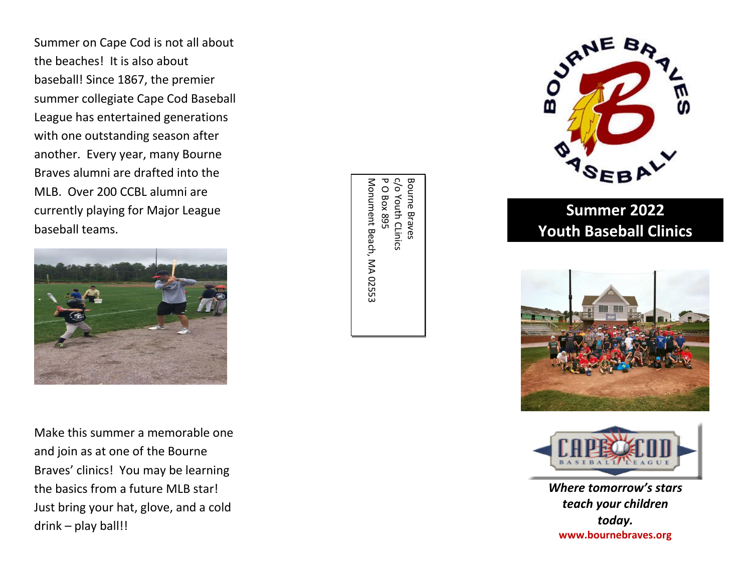Summer on Cape Cod is not all about the beaches! It is also about baseball! Since 1867, the premier summer collegiate Cape Cod Baseball League has entertained generations with one outstanding season after another. Every year, many Bourne Braves alumni are drafted into the MLB. Over 200 CCBL alumni are currently playing for Major League baseball teams.

Make this summer a memorable one and join as at one of the Bourne Braves' clinics! You may be learning the basics from a future MLB star! Just bring your hat, glove, and a cold drink – play ball!!

Bourne Braves
c/o Youth CLinics
P O Box 895
Monument Beach, MA 02553

BOURNE BRAVES BASEBALL

## Summer 2022
## Youth Baseball Clinics

CAPE COD BASEBALL LEAGUE

***Where tomorrow's stars teach your children today.***

**www.bournebraves.org**